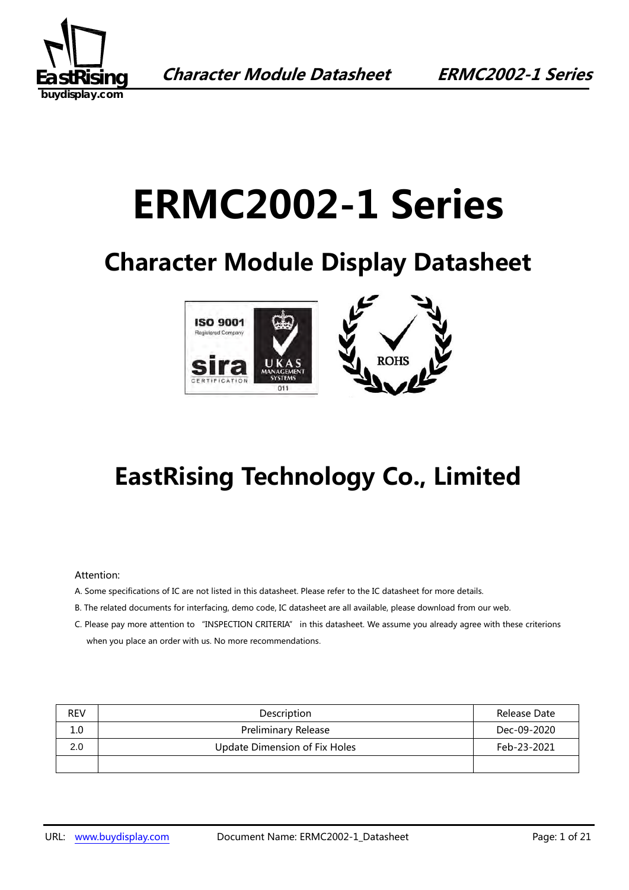# ERMC2002-1 Series

## Character Module Display Datasheet

# EastRising Technology Co., Limited

Attention:

A. Some specifications of IC are not listed in this datasheet. Please refer to the IC datasheet for more details.

B. The related documents for interfacing, demo code, IC datasheet are all available, please download from our web.

C. Please pay more attention to "INSPECTION CRITERIA" in this datasheet. We assume you already agree with these criterions when you place an order with us. No more recommendations.

| REV | Description | Release Date |
|---|---|---|
| 1.0 | Preliminary Release | Dec-09-2020 |
| 2.0 | Update Dimension of Fix Holes | Feb-23-2021 |
| | | |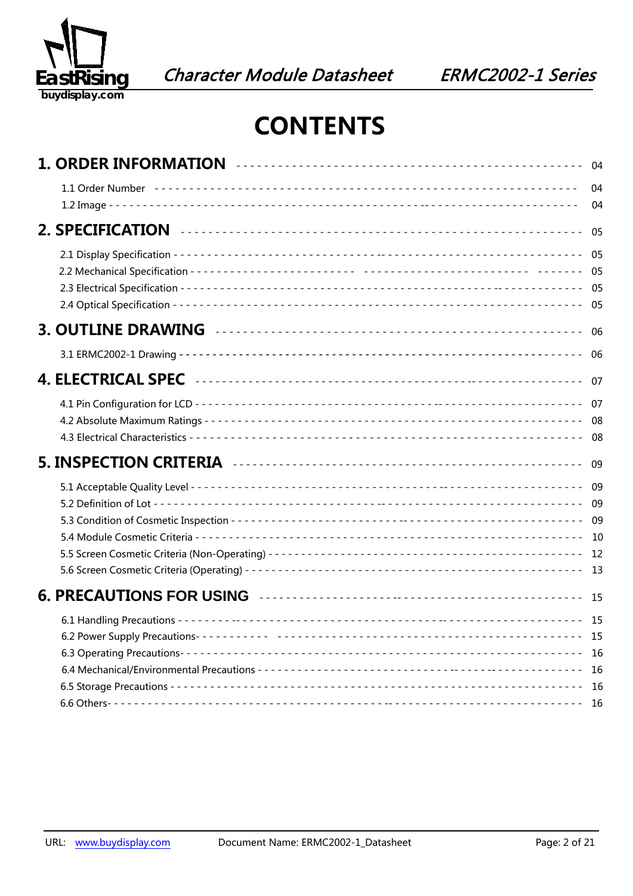# CONTENTS

| | |
|---|---|
| **1. ORDER INFORMATION** | 04 |
| 1.1 Order Number | 04 |
| 1.2 Image | 04 |
| **2. SPECIFICATION** | 05 |
| 2.1 Display Specification | 05 |
| 2.2 Mechanical Specification | 05 |
| 2.3 Electrical Specification | 05 |
| 2.4 Optical Specification | 05 |
| **3. OUTLINE DRAWING** | 06 |
| 3.1 ERMC2002-1 Drawing | 06 |
| **4. ELECTRICAL SPEC** | 07 |
| 4.1 Pin Configuration for LCD | 07 |
| 4.2 Absolute Maximum Ratings | 08 |
| 4.3 Electrical Characteristics | 08 |
| **5. INSPECTION CRITERIA** | 09 |
| 5.1 Acceptable Quality Level | 09 |
| 5.2 Definition of Lot | 09 |
| 5.3 Condition of Cosmetic Inspection | 09 |
| 5.4 Module Cosmetic Criteria | 10 |
| 5.5 Screen Cosmetic Criteria (Non-Operating) | 12 |
| 5.6 Screen Cosmetic Criteria (Operating) | 13 |
| **6. PRECAUTIONS FOR USING** | 15 |
| 6.1 Handling Precautions | 15 |
| 6.2 Power Supply Precautions | 15 |
| 6.3 Operating Precautions | 16 |
| 6.4 Mechanical/Environmental Precautions | 16 |
| 6.5 Storage Precautions | 16 |
| 6.6 Others | 16 |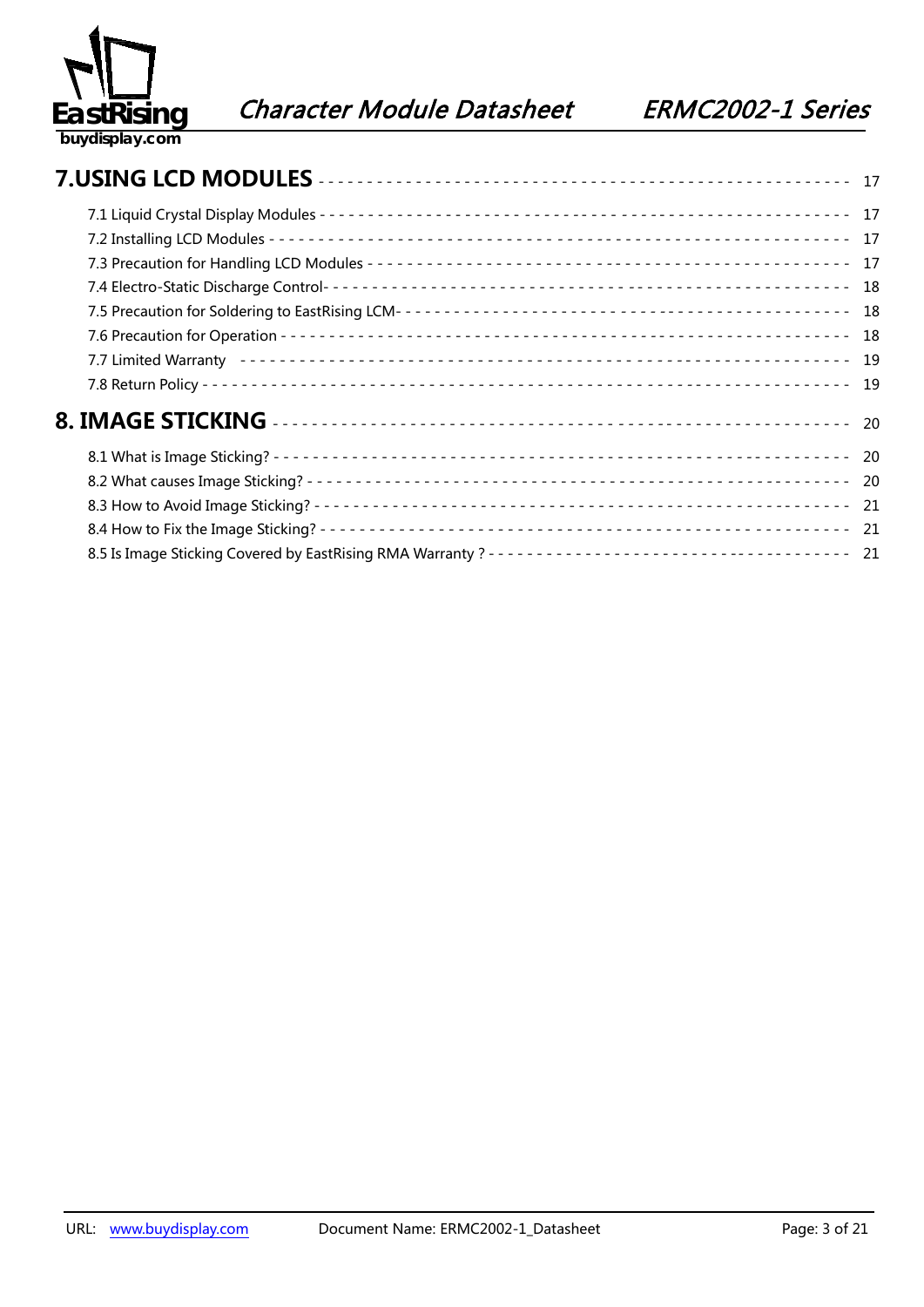**7.USING LCD MODULES** ---------------------------------------------------- 17

7.1 Liquid Crystal Display Modules ------------------------------------------------ 17

7.2 Installing LCD Modules ------------------------------------------------------- 17

7.3 Precaution for Handling LCD Modules ---------------------------------------------- 17

7.4 Electro-Static Discharge Control- ----------------------------------------------- 18

7.5 Precaution for Soldering to EastRising LCM- ------------------------------------------ 18

7.6 Precaution for Operation ------------------------------------------------------- 18

7.7 Limited Warranty ------------------------------------------------------------ 19

7.8 Return Policy --------------------------------------------------------------- 19

**8. IMAGE STICKING** ------------------------------------------------------ 20

8.1 What is Image Sticking? -------------------------------------------------------- 20

8.2 What causes Image Sticking? ---------------------------------------------------- 20

8.3 How to Avoid Image Sticking? ---------------------------------------------------- 21

8.4 How to Fix the Image Sticking? --------------------------------------------------- 21

8.5 Is Image Sticking Covered by EastRising RMA Warranty ? ------------------------------- 21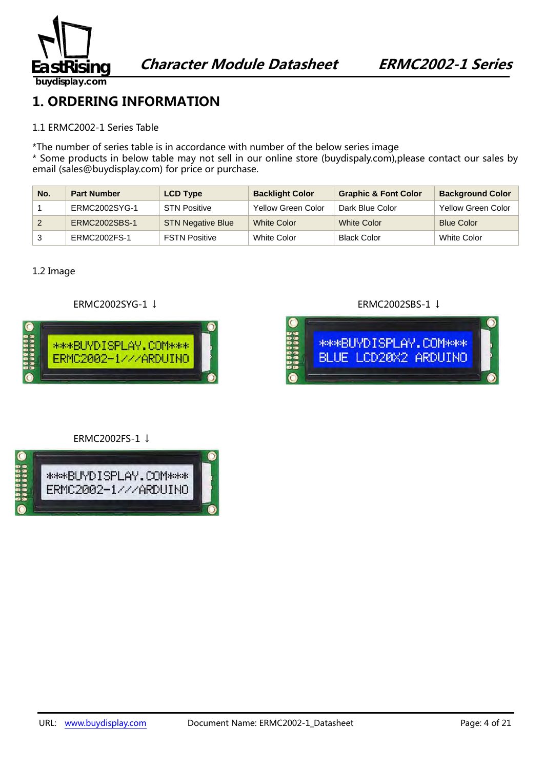# 1. ORDERING INFORMATION

1.1 ERMC2002-1 Series Table

*The number of series table is in accordance with number of the below series image
* Some products in below table may not sell in our online store (buydispaly.com),please contact our sales by email (sales@buydisplay.com) for price or purchase.

| No. | Part Number | LCD Type | Backlight Color | Graphic & Font Color | Background Color |
|---|---|---|---|---|---|
| 1 | ERMC2002SYG-1 | STN Positive | Yellow Green Color | Dark Blue Color | Yellow Green Color |
| 2 | ERMC2002SBS-1 | STN Negative Blue | White Color | White Color | Blue Color |
| 3 | ERMC2002FS-1 | FSTN Positive | White Color | Black Color | White Color |

1.2 Image

ERMC2002SYG-1 ↓

ERMC2002SBS-1 ↓

ERMC2002FS-1 ↓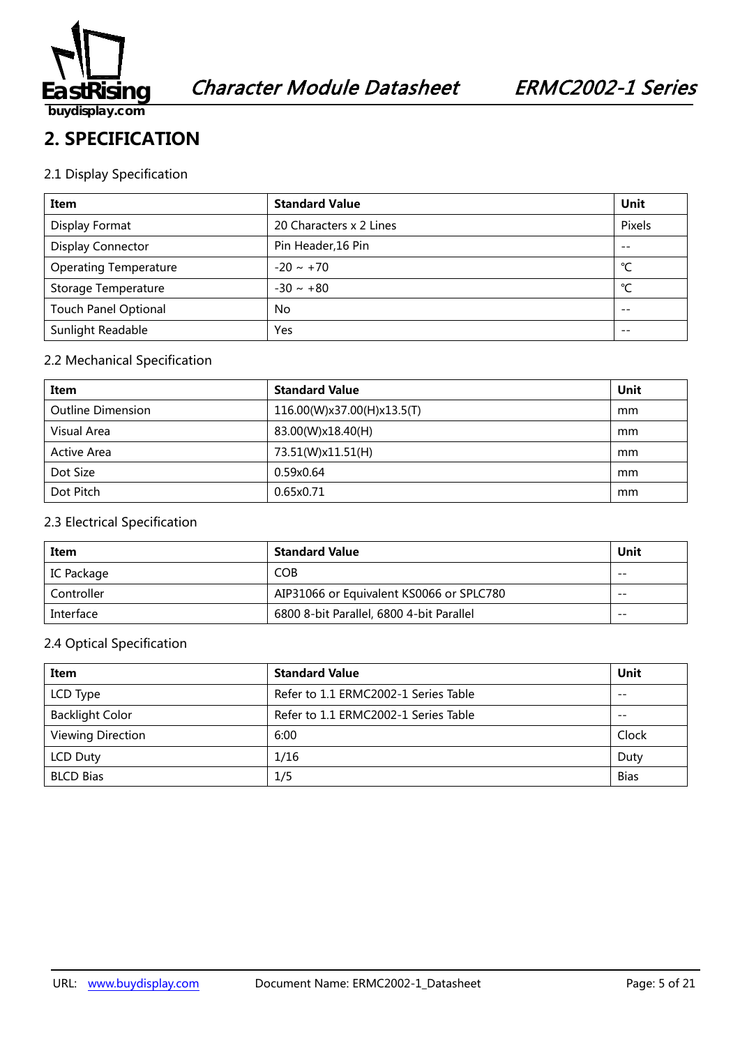## 2. SPECIFICATION

### 2.1 Display Specification

| Item | Standard Value | Unit |
|---|---|---|
| Display Format | 20 Characters x 2 Lines | Pixels |
| Display Connector | Pin Header,16 Pin | -- |
| Operating Temperature | -20 ~ +70 | ℃ |
| Storage Temperature | -30 ~ +80 | ℃ |
| Touch Panel Optional | No | -- |
| Sunlight Readable | Yes | -- |

### 2.2 Mechanical Specification

| Item | Standard Value | Unit |
|---|---|---|
| Outline Dimension | 116.00(W)x37.00(H)x13.5(T) | mm |
| Visual Area | 83.00(W)x18.40(H) | mm |
| Active Area | 73.51(W)x11.51(H) | mm |
| Dot Size | 0.59x0.64 | mm |
| Dot Pitch | 0.65x0.71 | mm |

### 2.3 Electrical Specification

| Item | Standard Value | Unit |
|---|---|---|
| IC Package | COB | -- |
| Controller | AIP31066 or Equivalent KS0066 or SPLC780 | -- |
| Interface | 6800 8-bit Parallel, 6800 4-bit Parallel | -- |

### 2.4 Optical Specification

| Item | Standard Value | Unit |
|---|---|---|
| LCD Type | Refer to 1.1 ERMC2002-1 Series Table | -- |
| Backlight Color | Refer to 1.1 ERMC2002-1 Series Table | -- |
| Viewing Direction | 6:00 | Clock |
| LCD Duty | 1/16 | Duty |
| BLCD Bias | 1/5 | Bias |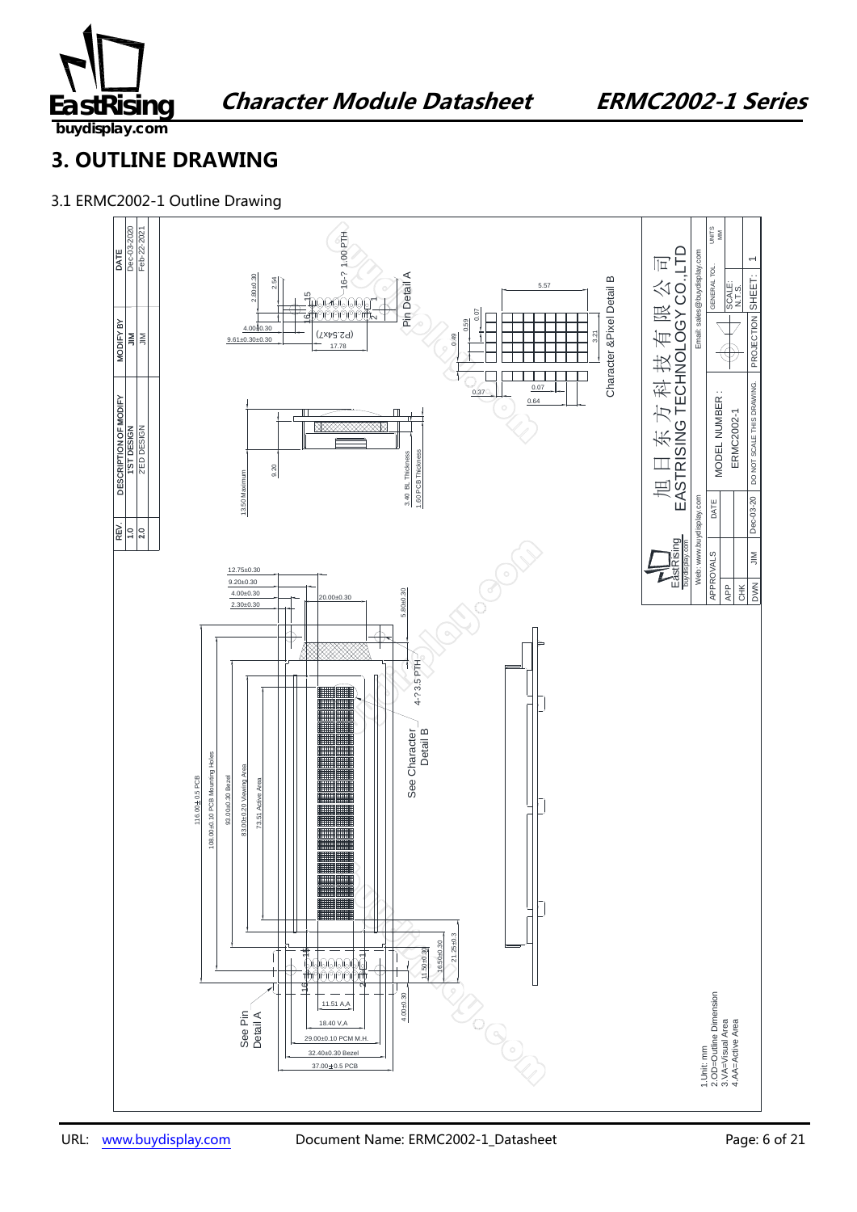# 3. OUTLINE DRAWING

3.1 ERMC2002-1 Outline Drawing

| REV. | DESCRIPTION OF MODIFY | MODIFY BY | DATE |
| --- | --- | --- | --- |
| 1.0 | 1'ST DESIGN | JIM | Dec-03-2020 |
| 2.0 | 2'ED DESIGN | JIM | Feb-22-2021 |

16-? 1.00 PTH

2.80±0.30

2.54

4.00±0.30

9.61±0.30±0.30

(P2.54x7)

17.78

Pin Detail A

5.57

0.59

0.07

0.49

3.21

0.07

0.37

0.64

Character &Pixel Detail B

13.50 Maximum

9.20

3.40 BL Thickness

1.60 PCB Thickness

12.75±0.30

9.20±0.30

4.00±0.30

2.30±0.30

20.00±0.30

5.80±0.30

4-? 3.5 PTH

See Character Detail B

116.00±0.5 PCB

108.00±0.10 PCB Mounting Holes

93.00±0.30 Bezel

83.00±0.20 Viewing Area

73.51 Active Area

16.50±0.30

21.25±0.3

11.50±0.30

4.00±0.30

11.51 A.A

18.40 V.A

29.00±0.10 PCM M.H.

32.40±0.30 Bezel

37.00±0.5 PCB

See Pin Detail A

1.Unit: mm
2.OD=Outline Dimension
3.VA=Visual Area
4.AA=Active Area

旭日东方科技有限公司
EASTRISING TECHNOLOGY CO.,LTD

Web: www.buydisplay.com | Email: sales@buydisplay.com

| APPROVALS | DATE | MODEL NUMBER : ERMC2002-1 | GENERAL TOL. | UNITS MM |
| --- | --- | --- | --- | --- |
| APP | | | SCALE: N.T.S. | |
| CHK | | | | |
| DWN JIM | Dec-03-20 | DO NOT SCALE THIS DRAWING. | PROJECTION | SHEET: 1 |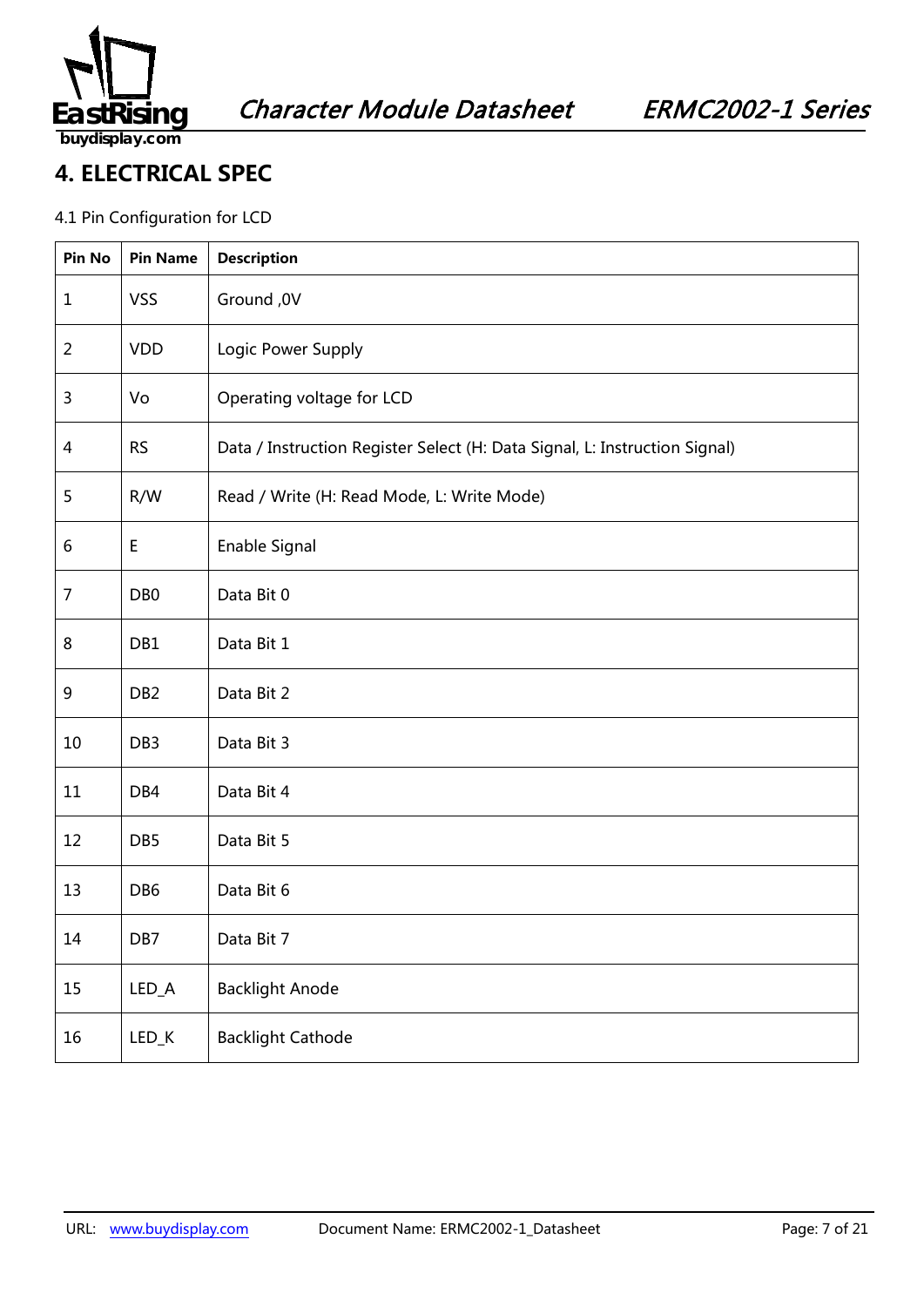## 4. ELECTRICAL SPEC

4.1 Pin Configuration for LCD

| Pin No | Pin Name | Description |
|---|---|---|
| 1 | VSS | Ground ,0V |
| 2 | VDD | Logic Power Supply |
| 3 | Vo | Operating voltage for LCD |
| 4 | RS | Data / Instruction Register Select (H: Data Signal, L: Instruction Signal) |
| 5 | R/W | Read / Write (H: Read Mode, L: Write Mode) |
| 6 | E | Enable Signal |
| 7 | DB0 | Data Bit 0 |
| 8 | DB1 | Data Bit 1 |
| 9 | DB2 | Data Bit 2 |
| 10 | DB3 | Data Bit 3 |
| 11 | DB4 | Data Bit 4 |
| 12 | DB5 | Data Bit 5 |
| 13 | DB6 | Data Bit 6 |
| 14 | DB7 | Data Bit 7 |
| 15 | LED_A | Backlight Anode |
| 16 | LED_K | Backlight Cathode |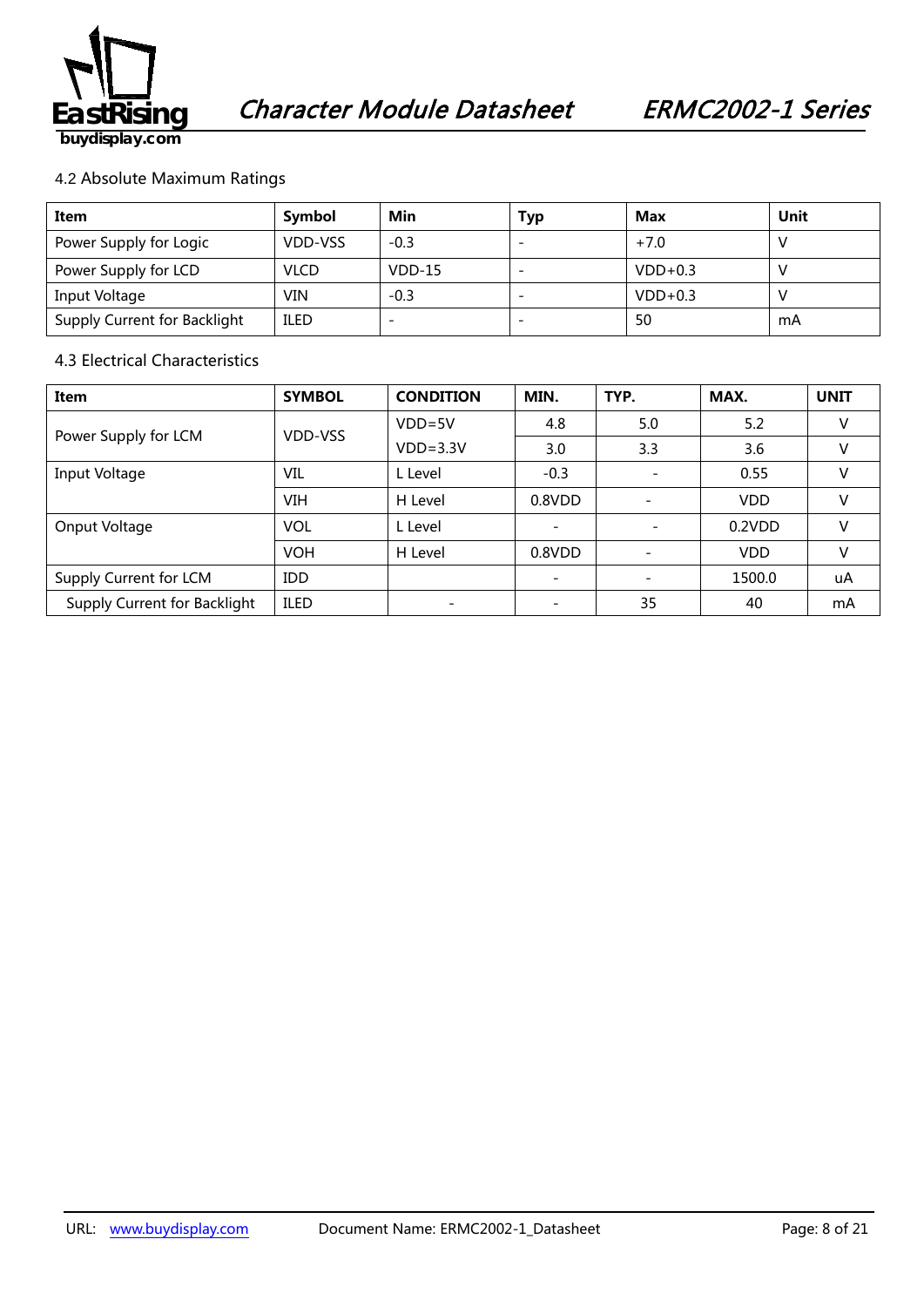### 4.2 Absolute Maximum Ratings

| Item | Symbol | Min | Typ | Max | Unit |
|---|---|---|---|---|---|
| Power Supply for Logic | VDD-VSS | -0.3 | - | +7.0 | V |
| Power Supply for LCD | VLCD | VDD-15 | - | VDD+0.3 | V |
| Input Voltage | VIN | -0.3 | - | VDD+0.3 | V |
| Supply Current for Backlight | ILED | - | - | 50 | mA |

### 4.3 Electrical Characteristics

| Item | SYMBOL | CONDITION | MIN. | TYP. | MAX. | UNIT |
|---|---|---|---|---|---|---|
| Power Supply for LCM | VDD-VSS | VDD=5V | 4.8 | 5.0 | 5.2 | V |
| | | VDD=3.3V | 3.0 | 3.3 | 3.6 | V |
| Input Voltage | VIL | L Level | -0.3 | - | 0.55 | V |
| | VIH | H Level | 0.8VDD | - | VDD | V |
| Onput Voltage | VOL | L Level | - | - | 0.2VDD | V |
| | VOH | H Level | 0.8VDD | - | VDD | V |
| Supply Current for LCM | IDD | | - | - | 1500.0 | uA |
| Supply Current for Backlight | ILED | - | - | 35 | 40 | mA |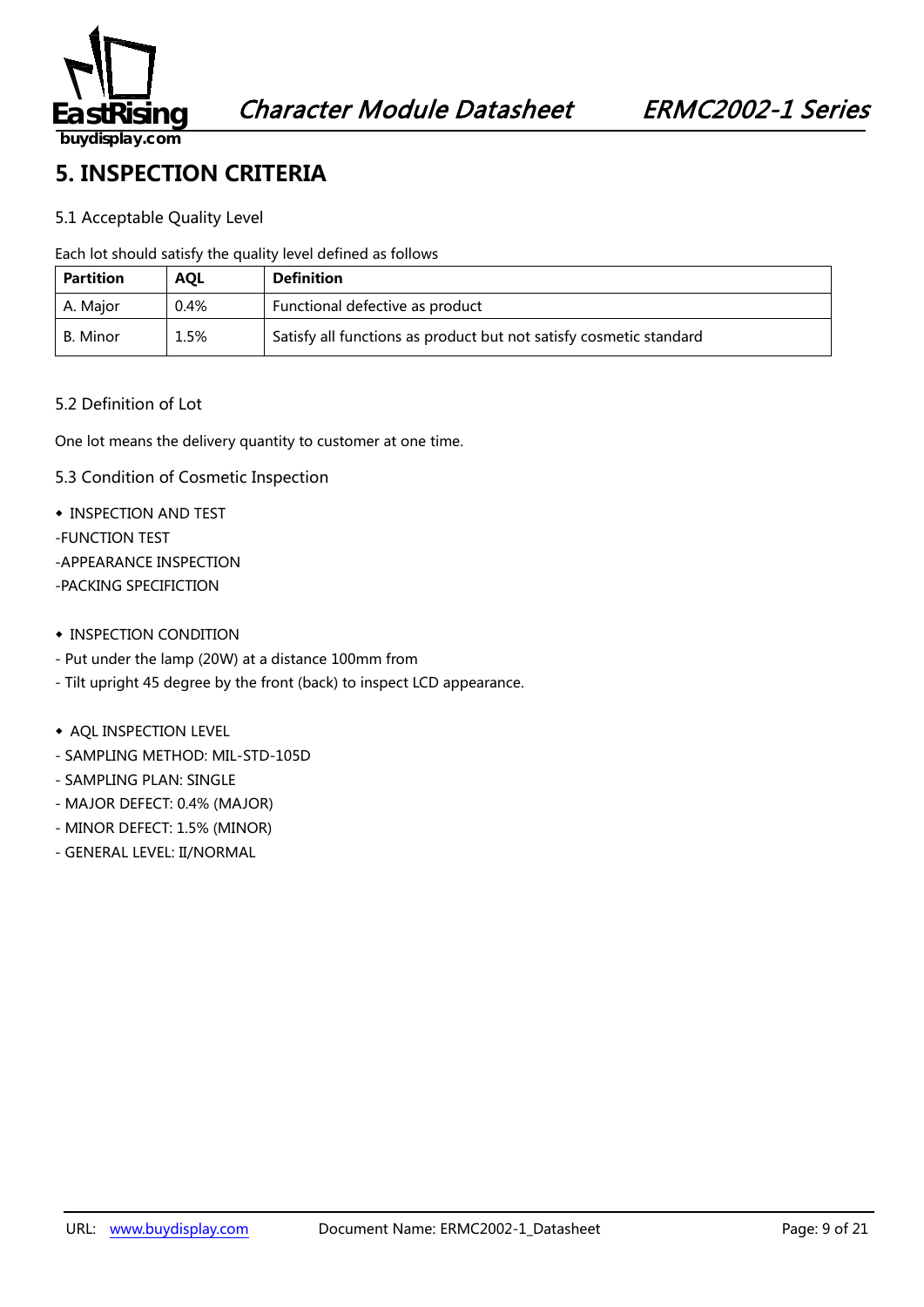# 5. INSPECTION CRITERIA

## 5.1 Acceptable Quality Level

Each lot should satisfy the quality level defined as follows

| Partition | AQL | Definition |
|---|---|---|
| A. Major | 0.4% | Functional defective as product |
| B. Minor | 1.5% | Satisfy all functions as product but not satisfy cosmetic standard |

## 5.2 Definition of Lot

One lot means the delivery quantity to customer at one time.

## 5.3 Condition of Cosmetic Inspection

◆ INSPECTION AND TEST

-FUNCTION TEST

-APPEARANCE INSPECTION

-PACKING SPECIFICTION

◆ INSPECTION CONDITION

- Put under the lamp (20W) at a distance 100mm from
- Tilt upright 45 degree by the front (back) to inspect LCD appearance.

◆ AQL INSPECTION LEVEL

- SAMPLING METHOD: MIL-STD-105D
- SAMPLING PLAN: SINGLE
- MAJOR DEFECT: 0.4% (MAJOR)
- MINOR DEFECT: 1.5% (MINOR)
- GENERAL LEVEL: II/NORMAL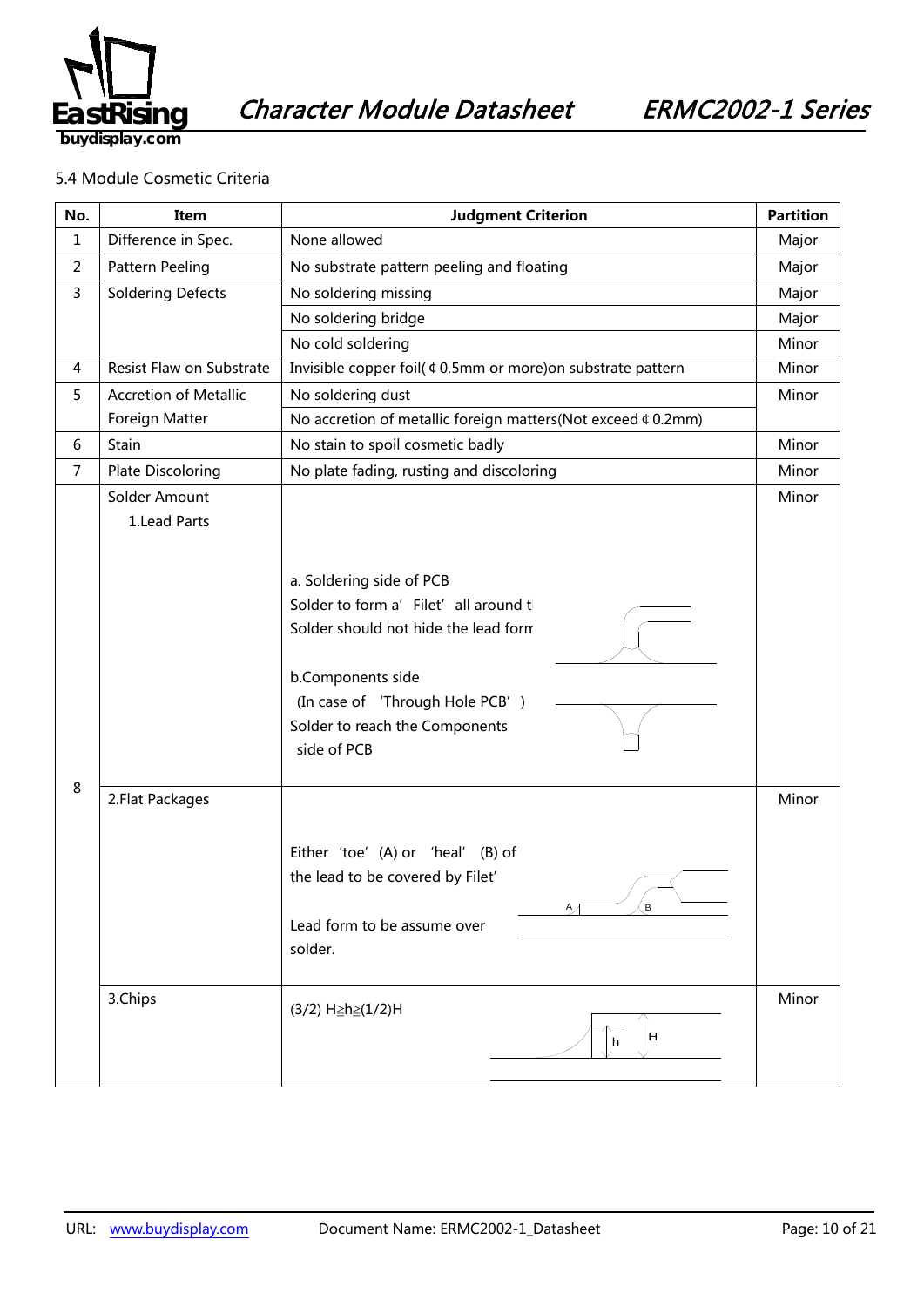5.4 Module Cosmetic Criteria

| No. | Item | Judgment Criterion | Partition |
|---|---|---|---|
| 1 | Difference in Spec. | None allowed | Major |
| 2 | Pattern Peeling | No substrate pattern peeling and floating | Major |
| 3 | Soldering Defects | No soldering missing | Major |
| | | No soldering bridge | Major |
| | | No cold soldering | Minor |
| 4 | Resist Flaw on Substrate | Invisible copper foil(¢0.5mm or more)on substrate pattern | Minor |
| 5 | Accretion of Metallic Foreign Matter | No soldering dust | Minor |
| | | No accretion of metallic foreign matters(Not exceed ¢0.2mm) | |
| 6 | Stain | No stain to spoil cosmetic badly | Minor |
| 7 | Plate Discoloring | No plate fading, rusting and discoloring | Minor |
| 8 | Solder Amount<br>1.Lead Parts | a. Soldering side of PCB<br>Solder to form a' Filet' all around t<br>Solder should not hide the lead form<br><br>b.Components side<br>(In case of 'Through Hole PCB')<br>Solder to reach the Components side of PCB | Minor |
| | 2.Flat Packages | Either 'toe' (A) or 'heal' (B) of the lead to be covered by Filet'<br><br>Lead form to be assume over solder. | Minor |
| | 3.Chips | (3/2) H≧h≧(1/2)H | Minor |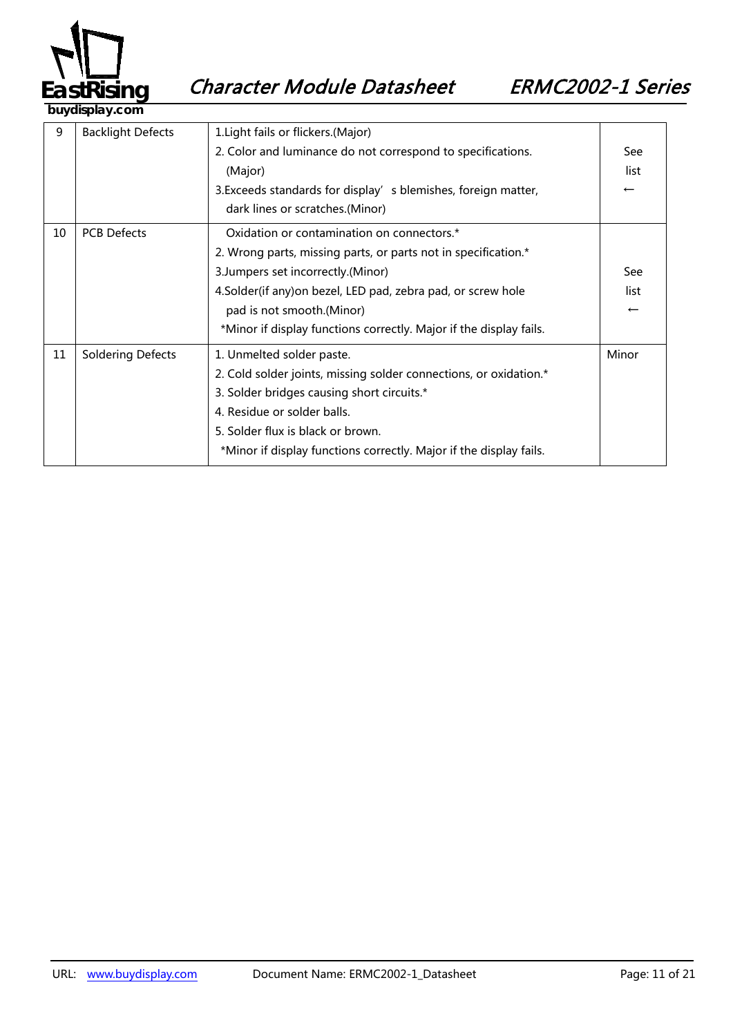| 9 | Backlight Defects | 1.Light fails or flickers.(Major)<br>2. Color and luminance do not correspond to specifications. (Major)<br>3.Exceeds standards for display' s blemishes, foreign matter, dark lines or scratches.(Minor) | See list ← |
|---|---|---|---|
| 10 | PCB Defects | Oxidation or contamination on connectors.*<br>2. Wrong parts, missing parts, or parts not in specification.*<br>3.Jumpers set incorrectly.(Minor)<br>4.Solder(if any)on bezel, LED pad, zebra pad, or screw hole pad is not smooth.(Minor)<br>*Minor if display functions correctly. Major if the display fails. | See list ← |
| 11 | Soldering Defects | 1. Unmelted solder paste.<br>2. Cold solder joints, missing solder connections, or oxidation.*<br>3. Solder bridges causing short circuits.*<br>4. Residue or solder balls.<br>5. Solder flux is black or brown.<br>*Minor if display functions correctly. Major if the display fails. | Minor |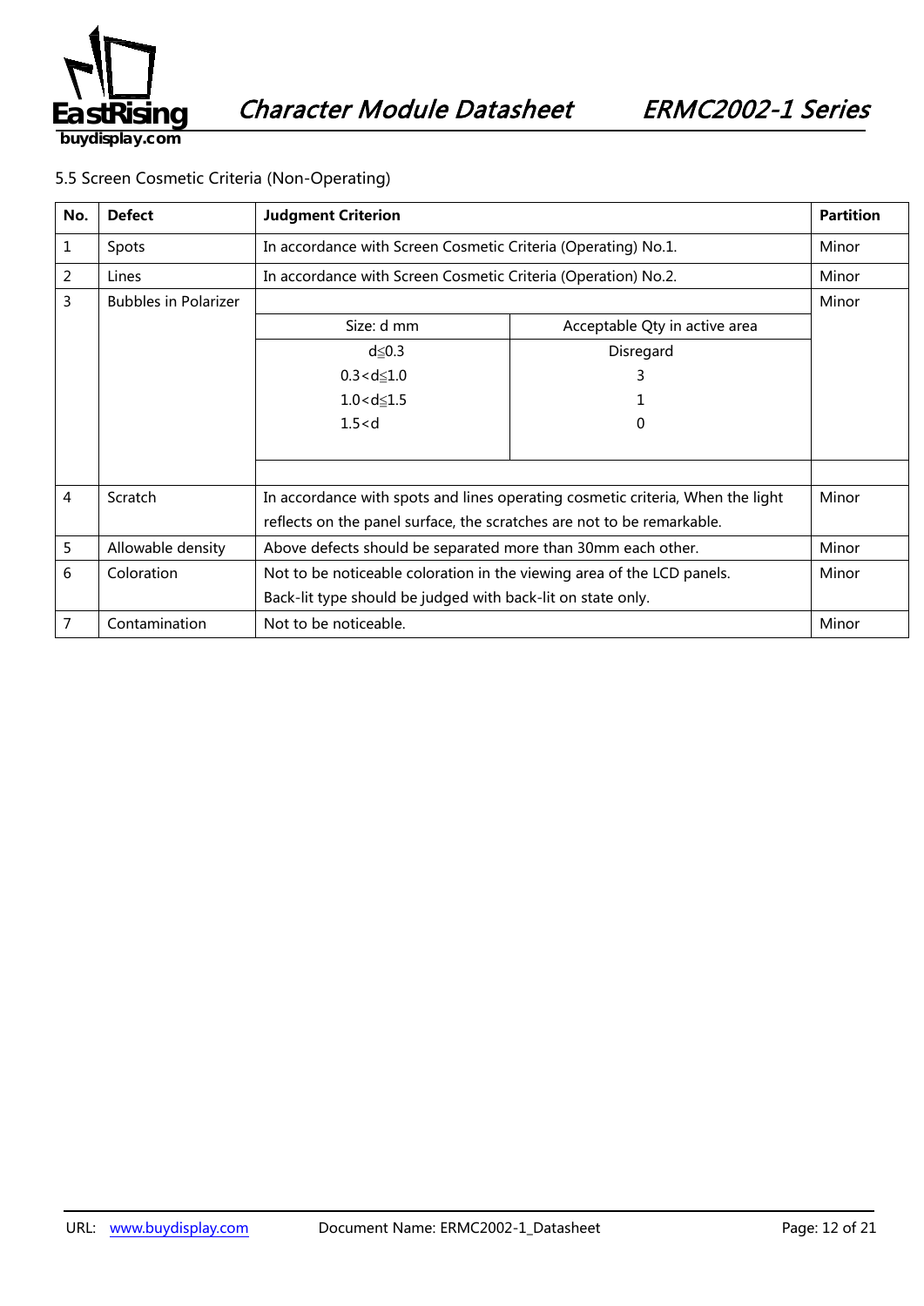5.5 Screen Cosmetic Criteria (Non-Operating)

| No. | Defect | Judgment Criterion | | Partition |
|---|---|---|---|---|
| 1 | Spots | In accordance with Screen Cosmetic Criteria (Operating) No.1. | | Minor |
| 2 | Lines | In accordance with Screen Cosmetic Criteria (Operation) No.2. | | Minor |
| 3 | Bubbles in Polarizer | Size: d mm | Acceptable Qty in active area | Minor |
| | | d≦0.3<br>0.3<d≦1.0<br>1.0<d≦1.5<br>1.5<d | Disregard<br>3<br>1<br>0 | |
| 4 | Scratch | In accordance with spots and lines operating cosmetic criteria, When the light reflects on the panel surface, the scratches are not to be remarkable. | | Minor |
| 5 | Allowable density | Above defects should be separated more than 30mm each other. | | Minor |
| 6 | Coloration | Not to be noticeable coloration in the viewing area of the LCD panels.<br>Back-lit type should be judged with back-lit on state only. | | Minor |
| 7 | Contamination | Not to be noticeable. | | Minor |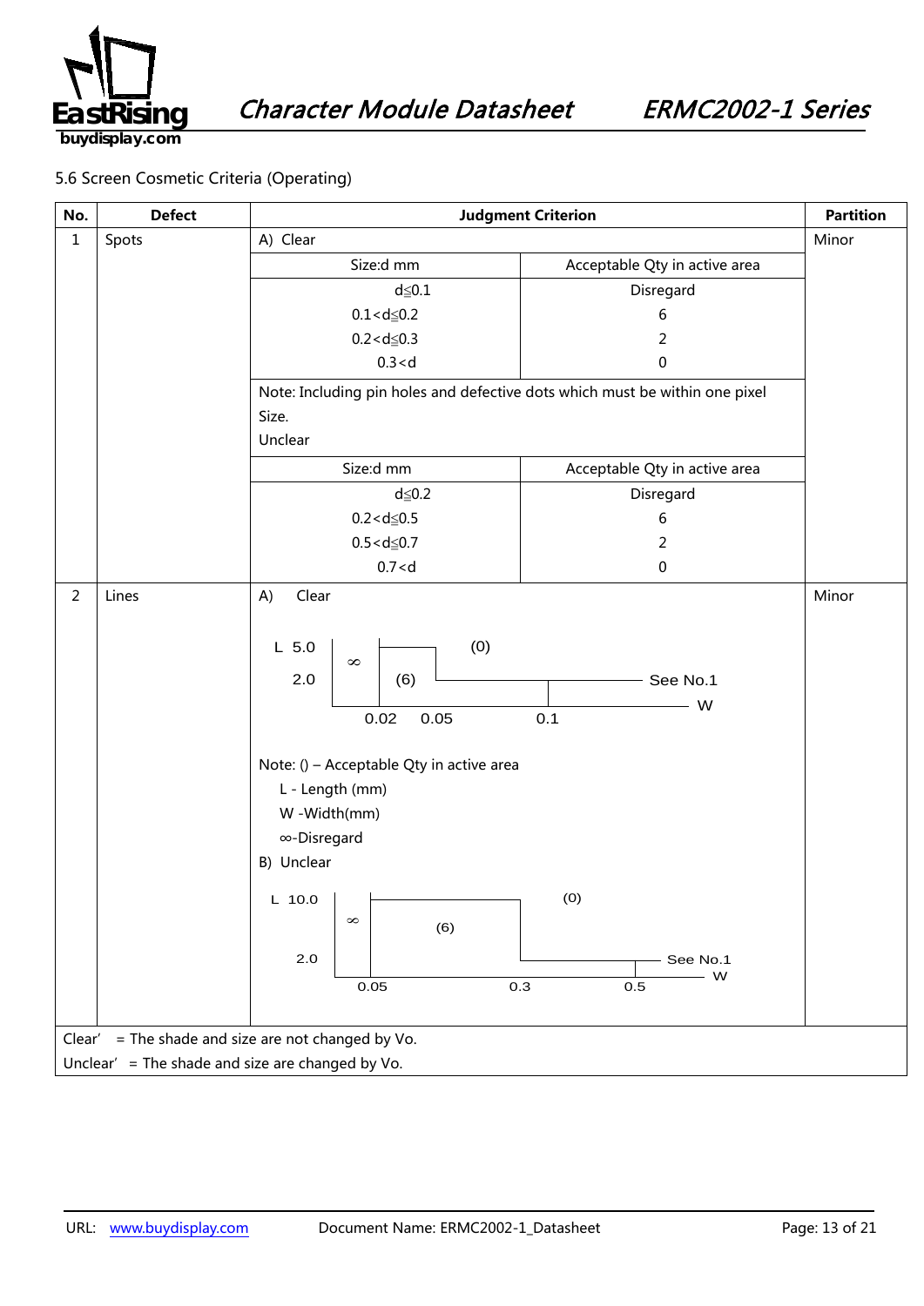5.6 Screen Cosmetic Criteria (Operating)

| No. | Defect | Judgment Criterion | | Partition |
|---|---|---|---|---|
| 1 | Spots | A) Clear | | Minor |
| | | Size:d mm | Acceptable Qty in active area | |
| | | d≦0.1<br>0.1<d≦0.2<br>0.2<d≦0.3<br>0.3<d | Disregard<br>6<br>2<br>0 | |
| | | Note: Including pin holes and defective dots which must be within one pixel Size.<br>Unclear | | |
| | | Size:d mm | Acceptable Qty in active area | |
| | | d≦0.2<br>0.2<d≦0.5<br>0.5<d≦0.7<br>0.7<d | Disregard<br>6<br>2<br>0 | |
| 2 | Lines | A) Clear<br><br>L 5.0 / 2.0; W 0.02, 0.05, 0.1; regions: ∞, (6), (0); See No.1<br><br>Note: () – Acceptable Qty in active area<br>L - Length (mm)<br>W -Width(mm)<br>∞-Disregard<br><br>B) Unclear<br><br>L 10.0 / 2.0; W 0.05, 0.3, 0.5; regions: ∞, (6), (0); See No.1 | | Minor |

Clear' = The shade and size are not changed by Vo.
Unclear' = The shade and size are changed by Vo.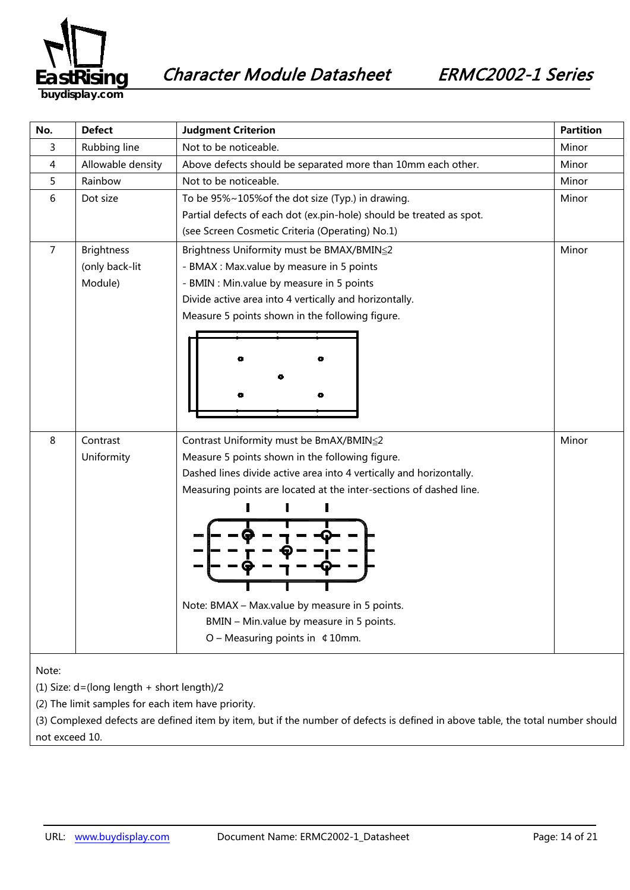| No. | Defect | Judgment Criterion | Partition |
|---|---|---|---|
| 3 | Rubbing line | Not to be noticeable. | Minor |
| 4 | Allowable density | Above defects should be separated more than 10mm each other. | Minor |
| 5 | Rainbow | Not to be noticeable. | Minor |
| 6 | Dot size | To be 95%~105%of the dot size (Typ.) in drawing.<br>Partial defects of each dot (ex.pin-hole) should be treated as spot.<br>(see Screen Cosmetic Criteria (Operating) No.1) | Minor |
| 7 | Brightness (only back-lit Module) | Brightness Uniformity must be BMAX/BMIN≦2<br>- BMAX : Max.value by measure in 5 points<br>- BMIN : Min.value by measure in 5 points<br>Divide active area into 4 vertically and horizontally.<br>Measure 5 points shown in the following figure. | Minor |
| 8 | Contrast Uniformity | Contrast Uniformity must be BmAX/BMIN≦2<br>Measure 5 points shown in the following figure.<br>Dashed lines divide active area into 4 vertically and horizontally.<br>Measuring points are located at the inter-sections of dashed line.<br>Note: BMAX – Max.value by measure in 5 points.<br>BMIN – Min.value by measure in 5 points.<br>O – Measuring points in ¢10mm. | Minor |

Note:

(1) Size: d=(long length + short length)/2

(2) The limit samples for each item have priority.

(3) Complexed defects are defined item by item, but if the number of defects is defined in above table, the total number should not exceed 10.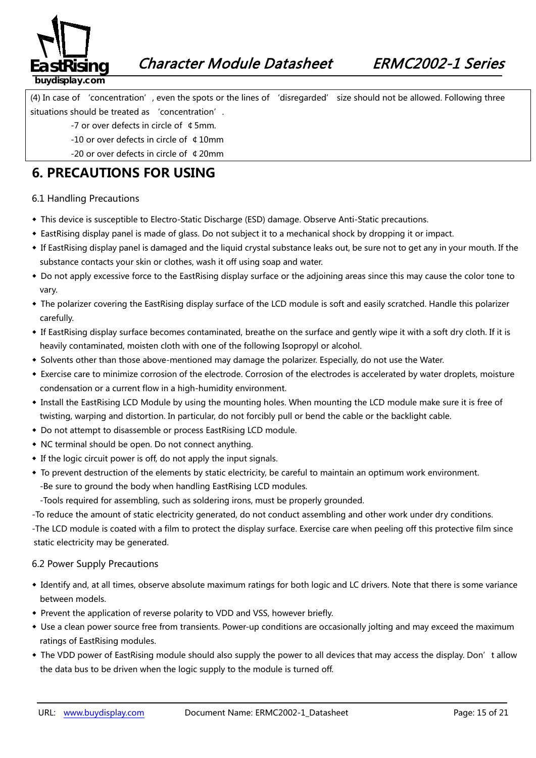(4) In case of 'concentration', even the spots or the lines of 'disregarded' size should not be allowed. Following three situations should be treated as 'concentration'.

-7 or over defects in circle of ¢5mm.

-10 or over defects in circle of ¢10mm

-20 or over defects in circle of ¢20mm

# 6. PRECAUTIONS FOR USING

## 6.1 Handling Precautions

- This device is susceptible to Electro-Static Discharge (ESD) damage. Observe Anti-Static precautions.
- EastRising display panel is made of glass. Do not subject it to a mechanical shock by dropping it or impact.
- If EastRising display panel is damaged and the liquid crystal substance leaks out, be sure not to get any in your mouth. If the substance contacts your skin or clothes, wash it off using soap and water.
- Do not apply excessive force to the EastRising display surface or the adjoining areas since this may cause the color tone to vary.
- The polarizer covering the EastRising display surface of the LCD module is soft and easily scratched. Handle this polarizer carefully.
- If EastRising display surface becomes contaminated, breathe on the surface and gently wipe it with a soft dry cloth. If it is heavily contaminated, moisten cloth with one of the following Isopropyl or alcohol.
- Solvents other than those above-mentioned may damage the polarizer. Especially, do not use the Water.
- Exercise care to minimize corrosion of the electrode. Corrosion of the electrodes is accelerated by water droplets, moisture condensation or a current flow in a high-humidity environment.
- Install the EastRising LCD Module by using the mounting holes. When mounting the LCD module make sure it is free of twisting, warping and distortion. In particular, do not forcibly pull or bend the cable or the backlight cable.
- Do not attempt to disassemble or process EastRising LCD module.
- NC terminal should be open. Do not connect anything.
- If the logic circuit power is off, do not apply the input signals.
- To prevent destruction of the elements by static electricity, be careful to maintain an optimum work environment.
  -Be sure to ground the body when handling EastRising LCD modules.
  -Tools required for assembling, such as soldering irons, must be properly grounded.

-To reduce the amount of static electricity generated, do not conduct assembling and other work under dry conditions.

-The LCD module is coated with a film to protect the display surface. Exercise care when peeling off this protective film since static electricity may be generated.

## 6.2 Power Supply Precautions

- Identify and, at all times, observe absolute maximum ratings for both logic and LC drivers. Note that there is some variance between models.
- Prevent the application of reverse polarity to VDD and VSS, however briefly.
- Use a clean power source free from transients. Power-up conditions are occasionally jolting and may exceed the maximum ratings of EastRising modules.
- The VDD power of EastRising module should also supply the power to all devices that may access the display. Don't allow the data bus to be driven when the logic supply to the module is turned off.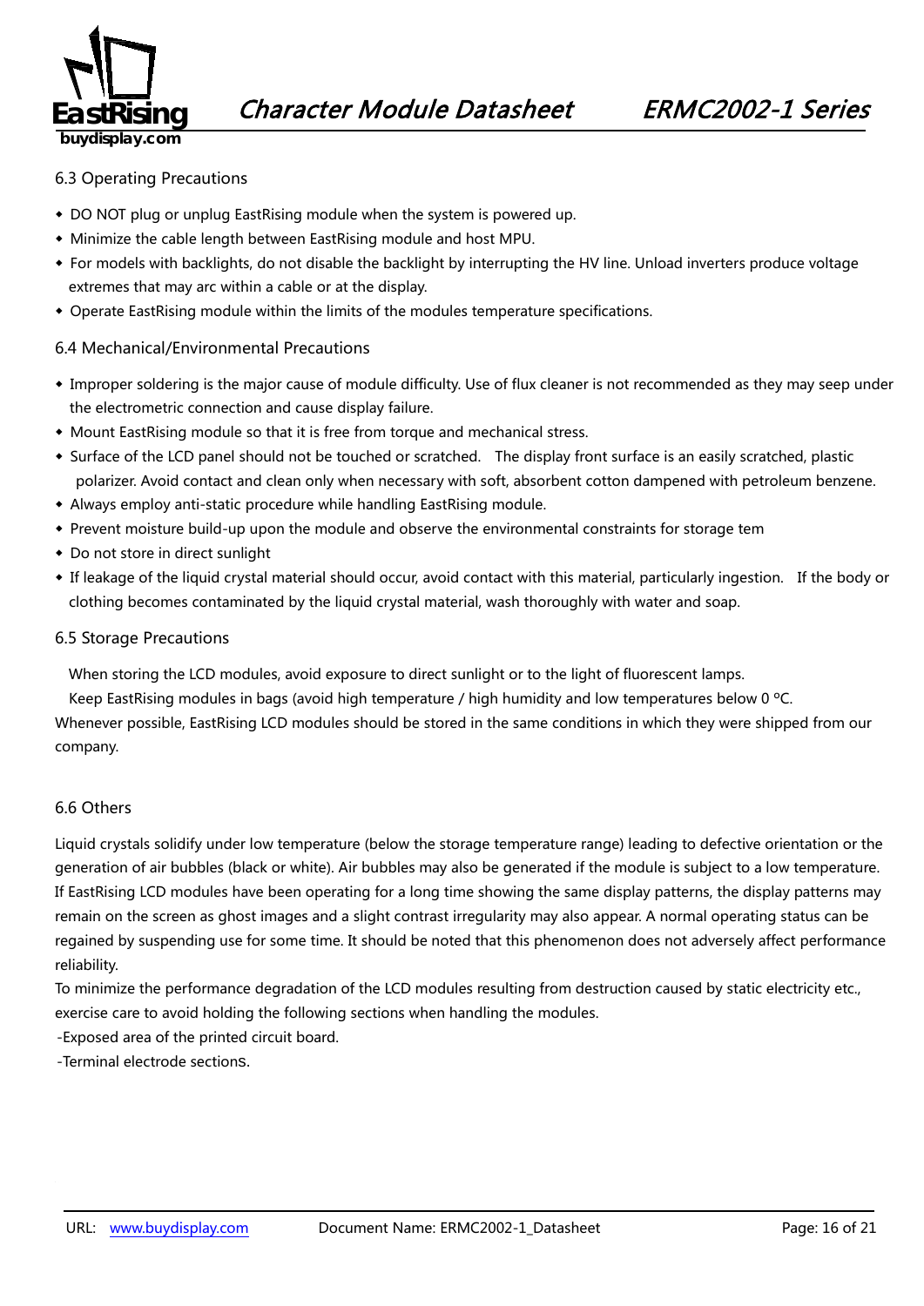### 6.3 Operating Precautions

- DO NOT plug or unplug EastRising module when the system is powered up.
- Minimize the cable length between EastRising module and host MPU.
- For models with backlights, do not disable the backlight by interrupting the HV line. Unload inverters produce voltage extremes that may arc within a cable or at the display.
- Operate EastRising module within the limits of the modules temperature specifications.

### 6.4 Mechanical/Environmental Precautions

- Improper soldering is the major cause of module difficulty. Use of flux cleaner is not recommended as they may seep under the electrometric connection and cause display failure.
- Mount EastRising module so that it is free from torque and mechanical stress.
- Surface of the LCD panel should not be touched or scratched. The display front surface is an easily scratched, plastic polarizer. Avoid contact and clean only when necessary with soft, absorbent cotton dampened with petroleum benzene.
- Always employ anti-static procedure while handling EastRising module.
- Prevent moisture build-up upon the module and observe the environmental constraints for storage tem
- Do not store in direct sunlight
- If leakage of the liquid crystal material should occur, avoid contact with this material, particularly ingestion. If the body or clothing becomes contaminated by the liquid crystal material, wash thoroughly with water and soap.

### 6.5 Storage Precautions

When storing the LCD modules, avoid exposure to direct sunlight or to the light of fluorescent lamps.

Keep EastRising modules in bags (avoid high temperature / high humidity and low temperatures below 0 ºC.

Whenever possible, EastRising LCD modules should be stored in the same conditions in which they were shipped from our company.

### 6.6 Others

Liquid crystals solidify under low temperature (below the storage temperature range) leading to defective orientation or the generation of air bubbles (black or white). Air bubbles may also be generated if the module is subject to a low temperature. If EastRising LCD modules have been operating for a long time showing the same display patterns, the display patterns may remain on the screen as ghost images and a slight contrast irregularity may also appear. A normal operating status can be regained by suspending use for some time. It should be noted that this phenomenon does not adversely affect performance reliability.

To minimize the performance degradation of the LCD modules resulting from destruction caused by static electricity etc., exercise care to avoid holding the following sections when handling the modules.

-Exposed area of the printed circuit board.

-Terminal electrode sections.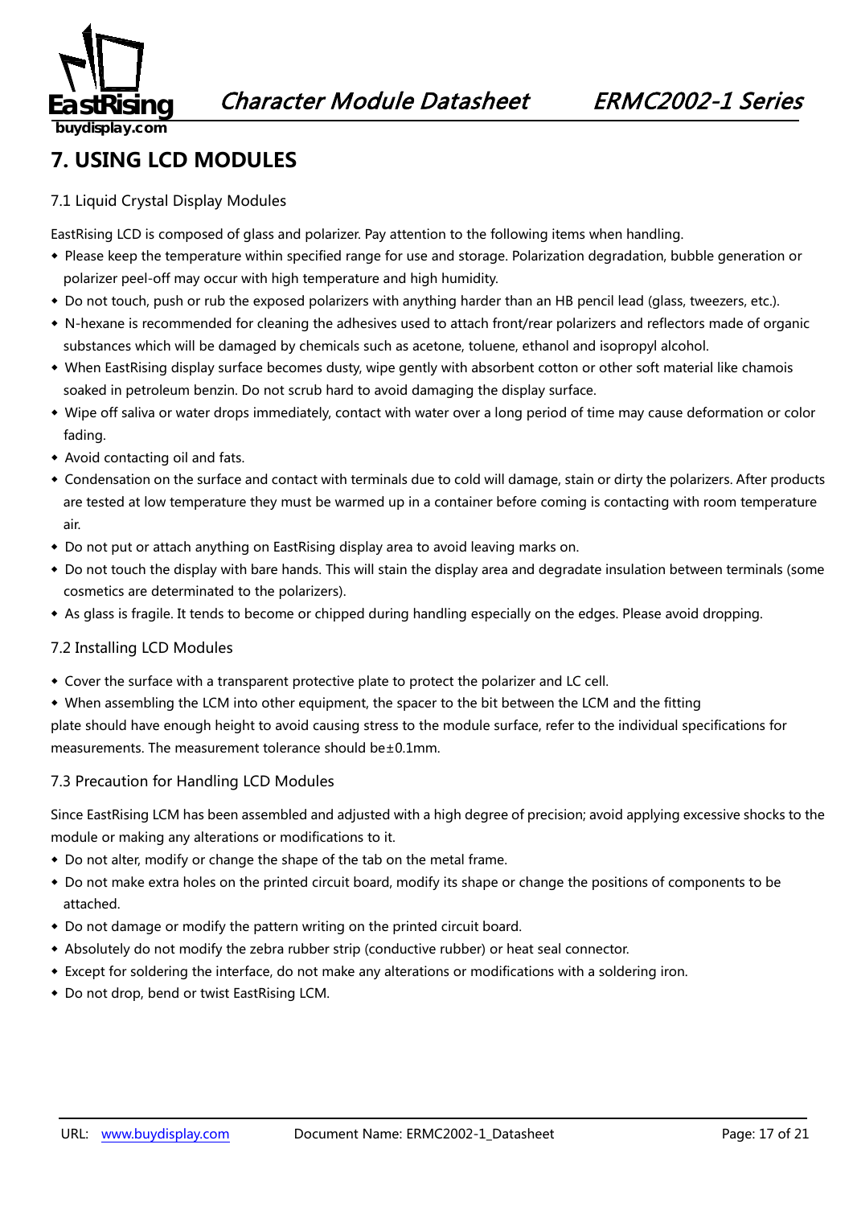# 7. USING LCD MODULES

## 7.1 Liquid Crystal Display Modules

EastRising LCD is composed of glass and polarizer. Pay attention to the following items when handling.

- Please keep the temperature within specified range for use and storage. Polarization degradation, bubble generation or polarizer peel-off may occur with high temperature and high humidity.
- Do not touch, push or rub the exposed polarizers with anything harder than an HB pencil lead (glass, tweezers, etc.).
- N-hexane is recommended for cleaning the adhesives used to attach front/rear polarizers and reflectors made of organic substances which will be damaged by chemicals such as acetone, toluene, ethanol and isopropyl alcohol.
- When EastRising display surface becomes dusty, wipe gently with absorbent cotton or other soft material like chamois soaked in petroleum benzin. Do not scrub hard to avoid damaging the display surface.
- Wipe off saliva or water drops immediately, contact with water over a long period of time may cause deformation or color fading.
- Avoid contacting oil and fats.
- Condensation on the surface and contact with terminals due to cold will damage, stain or dirty the polarizers. After products are tested at low temperature they must be warmed up in a container before coming is contacting with room temperature air.
- Do not put or attach anything on EastRising display area to avoid leaving marks on.
- Do not touch the display with bare hands. This will stain the display area and degradate insulation between terminals (some cosmetics are determinated to the polarizers).
- As glass is fragile. It tends to become or chipped during handling especially on the edges. Please avoid dropping.

## 7.2 Installing LCD Modules

- Cover the surface with a transparent protective plate to protect the polarizer and LC cell.
- When assembling the LCM into other equipment, the spacer to the bit between the LCM and the fitting

plate should have enough height to avoid causing stress to the module surface, refer to the individual specifications for measurements. The measurement tolerance should be±0.1mm.

## 7.3 Precaution for Handling LCD Modules

Since EastRising LCM has been assembled and adjusted with a high degree of precision; avoid applying excessive shocks to the module or making any alterations or modifications to it.

- Do not alter, modify or change the shape of the tab on the metal frame.
- Do not make extra holes on the printed circuit board, modify its shape or change the positions of components to be attached.
- Do not damage or modify the pattern writing on the printed circuit board.
- Absolutely do not modify the zebra rubber strip (conductive rubber) or heat seal connector.
- Except for soldering the interface, do not make any alterations or modifications with a soldering iron.
- Do not drop, bend or twist EastRising LCM.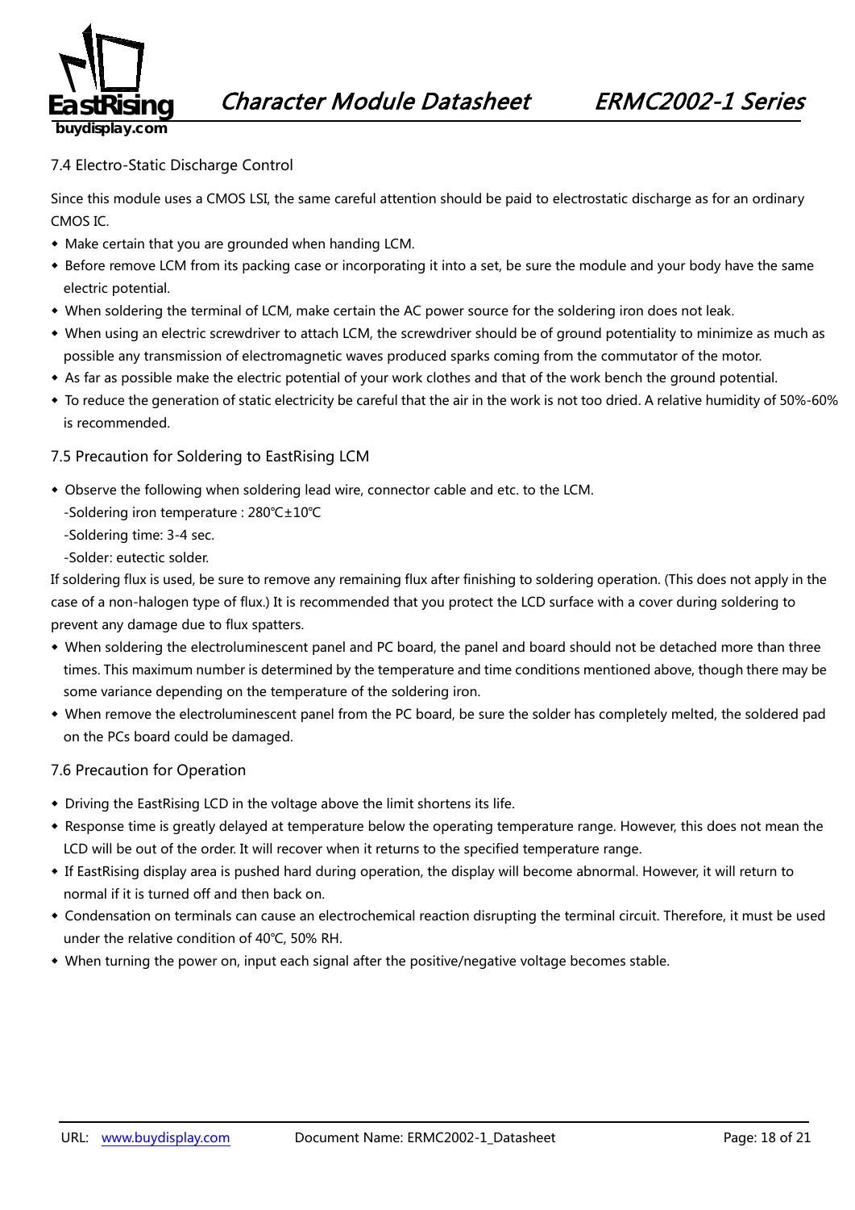### 7.4 Electro-Static Discharge Control

Since this module uses a CMOS LSI, the same careful attention should be paid to electrostatic discharge as for an ordinary CMOS IC.

- Make certain that you are grounded when handing LCM.
- Before remove LCM from its packing case or incorporating it into a set, be sure the module and your body have the same electric potential.
- When soldering the terminal of LCM, make certain the AC power source for the soldering iron does not leak.
- When using an electric screwdriver to attach LCM, the screwdriver should be of ground potentiality to minimize as much as possible any transmission of electromagnetic waves produced sparks coming from the commutator of the motor.
- As far as possible make the electric potential of your work clothes and that of the work bench the ground potential.
- To reduce the generation of static electricity be careful that the air in the work is not too dried. A relative humidity of 50%-60% is recommended.

### 7.5 Precaution for Soldering to EastRising LCM

- Observe the following when soldering lead wire, connector cable and etc. to the LCM.
  - -Soldering iron temperature : 280℃±10℃
  - -Soldering time: 3-4 sec.
  - -Solder: eutectic solder.

If soldering flux is used, be sure to remove any remaining flux after finishing to soldering operation. (This does not apply in the case of a non-halogen type of flux.) It is recommended that you protect the LCD surface with a cover during soldering to prevent any damage due to flux spatters.

- When soldering the electroluminescent panel and PC board, the panel and board should not be detached more than three times. This maximum number is determined by the temperature and time conditions mentioned above, though there may be some variance depending on the temperature of the soldering iron.
- When remove the electroluminescent panel from the PC board, be sure the solder has completely melted, the soldered pad on the PCs board could be damaged.

### 7.6 Precaution for Operation

- Driving the EastRising LCD in the voltage above the limit shortens its life.
- Response time is greatly delayed at temperature below the operating temperature range. However, this does not mean the LCD will be out of the order. It will recover when it returns to the specified temperature range.
- If EastRising display area is pushed hard during operation, the display will become abnormal. However, it will return to normal if it is turned off and then back on.
- Condensation on terminals can cause an electrochemical reaction disrupting the terminal circuit. Therefore, it must be used under the relative condition of 40℃, 50% RH.
- When turning the power on, input each signal after the positive/negative voltage becomes stable.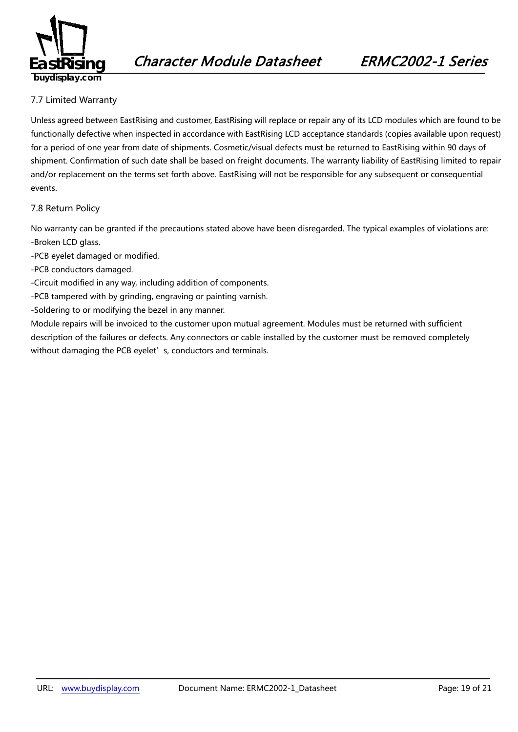### 7.7 Limited Warranty

Unless agreed between EastRising and customer, EastRising will replace or repair any of its LCD modules which are found to be functionally defective when inspected in accordance with EastRising LCD acceptance standards (copies available upon request) for a period of one year from date of shipments. Cosmetic/visual defects must be returned to EastRising within 90 days of shipment. Confirmation of such date shall be based on freight documents. The warranty liability of EastRising limited to repair and/or replacement on the terms set forth above. EastRising will not be responsible for any subsequent or consequential events.

### 7.8 Return Policy

No warranty can be granted if the precautions stated above have been disregarded. The typical examples of violations are:

-Broken LCD glass.

-PCB eyelet damaged or modified.

-PCB conductors damaged.

-Circuit modified in any way, including addition of components.

-PCB tampered with by grinding, engraving or painting varnish.

-Soldering to or modifying the bezel in any manner.

Module repairs will be invoiced to the customer upon mutual agreement. Modules must be returned with sufficient description of the failures or defects. Any connectors or cable installed by the customer must be removed completely without damaging the PCB eyelet's, conductors and terminals.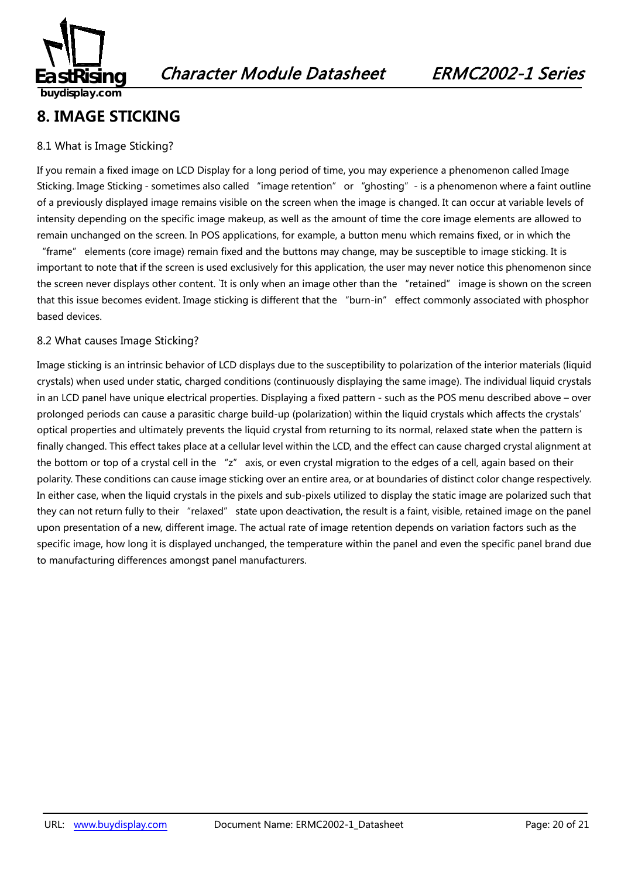## 8. IMAGE STICKING

### 8.1 What is Image Sticking?

If you remain a fixed image on LCD Display for a long period of time, you may experience a phenomenon called Image Sticking. Image Sticking - sometimes also called "image retention" or "ghosting" - is a phenomenon where a faint outline of a previously displayed image remains visible on the screen when the image is changed. It can occur at variable levels of intensity depending on the specific image makeup, as well as the amount of time the core image elements are allowed to remain unchanged on the screen. In POS applications, for example, a button menu which remains fixed, or in which the "frame" elements (core image) remain fixed and the buttons may change, may be susceptible to image sticking. It is important to note that if the screen is used exclusively for this application, the user may never notice this phenomenon since the screen never displays other content. `It is only when an image other than the "retained" image is shown on the screen that this issue becomes evident. Image sticking is different that the "burn-in" effect commonly associated with phosphor based devices.

### 8.2 What causes Image Sticking?

Image sticking is an intrinsic behavior of LCD displays due to the susceptibility to polarization of the interior materials (liquid crystals) when used under static, charged conditions (continuously displaying the same image). The individual liquid crystals in an LCD panel have unique electrical properties. Displaying a fixed pattern - such as the POS menu described above – over prolonged periods can cause a parasitic charge build-up (polarization) within the liquid crystals which affects the crystals' optical properties and ultimately prevents the liquid crystal from returning to its normal, relaxed state when the pattern is finally changed. This effect takes place at a cellular level within the LCD, and the effect can cause charged crystal alignment at the bottom or top of a crystal cell in the "z" axis, or even crystal migration to the edges of a cell, again based on their polarity. These conditions can cause image sticking over an entire area, or at boundaries of distinct color change respectively. In either case, when the liquid crystals in the pixels and sub-pixels utilized to display the static image are polarized such that they can not return fully to their "relaxed" state upon deactivation, the result is a faint, visible, retained image on the panel upon presentation of a new, different image. The actual rate of image retention depends on variation factors such as the specific image, how long it is displayed unchanged, the temperature within the panel and even the specific panel brand due to manufacturing differences amongst panel manufacturers.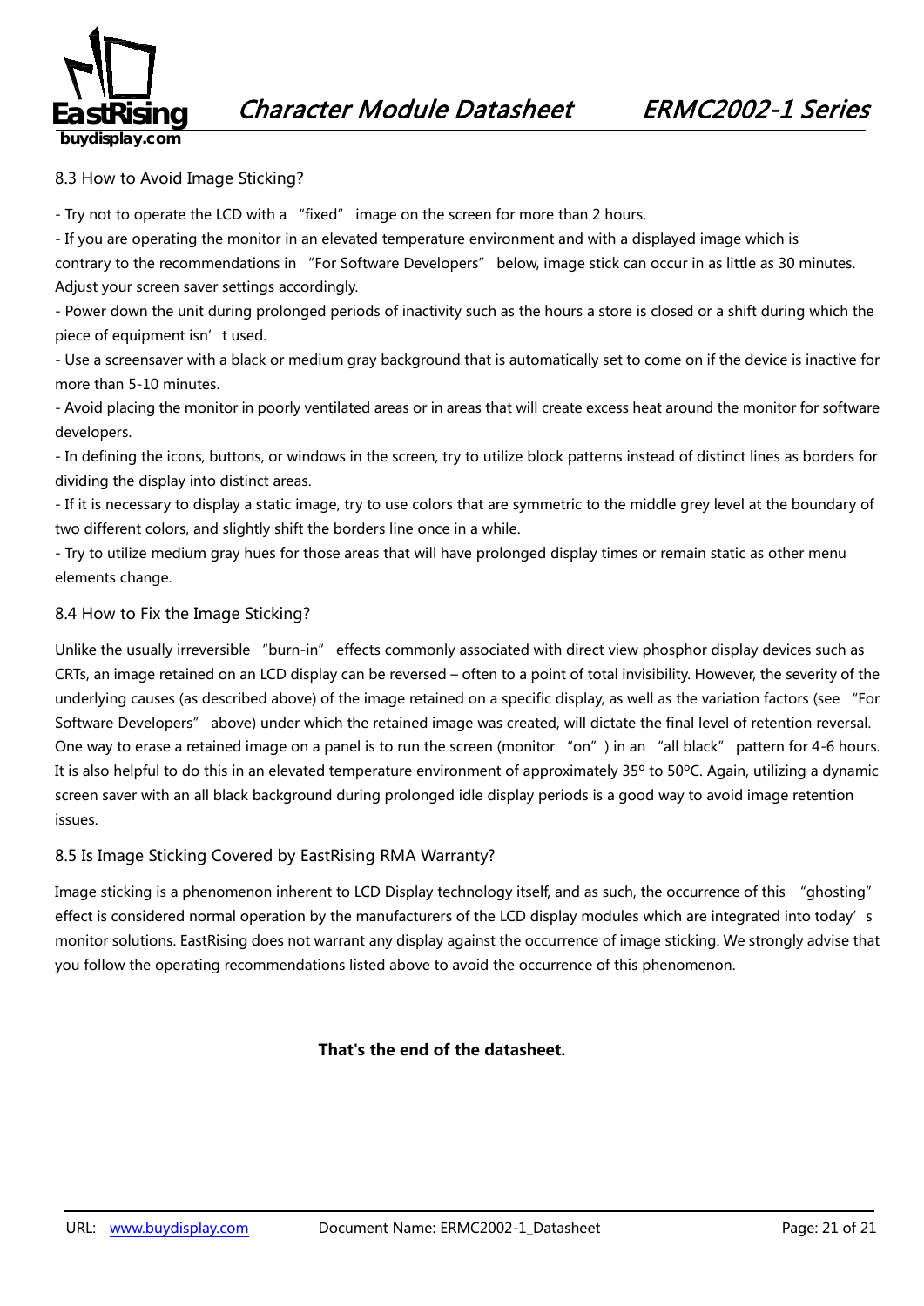## 8.3 How to Avoid Image Sticking?

- Try not to operate the LCD with a "fixed" image on the screen for more than 2 hours.
- If you are operating the monitor in an elevated temperature environment and with a displayed image which is contrary to the recommendations in "For Software Developers" below, image stick can occur in as little as 30 minutes. Adjust your screen saver settings accordingly.
- Power down the unit during prolonged periods of inactivity such as the hours a store is closed or a shift during which the piece of equipment isn't used.
- Use a screensaver with a black or medium gray background that is automatically set to come on if the device is inactive for more than 5-10 minutes.
- Avoid placing the monitor in poorly ventilated areas or in areas that will create excess heat around the monitor for software developers.
- In defining the icons, buttons, or windows in the screen, try to utilize block patterns instead of distinct lines as borders for dividing the display into distinct areas.
- If it is necessary to display a static image, try to use colors that are symmetric to the middle grey level at the boundary of two different colors, and slightly shift the borders line once in a while.
- Try to utilize medium gray hues for those areas that will have prolonged display times or remain static as other menu elements change.

## 8.4 How to Fix the Image Sticking?

Unlike the usually irreversible "burn-in" effects commonly associated with direct view phosphor display devices such as CRTs, an image retained on an LCD display can be reversed – often to a point of total invisibility. However, the severity of the underlying causes (as described above) of the image retained on a specific display, as well as the variation factors (see "For Software Developers" above) under which the retained image was created, will dictate the final level of retention reversal. One way to erase a retained image on a panel is to run the screen (monitor "on") in an "all black" pattern for 4-6 hours. It is also helpful to do this in an elevated temperature environment of approximately 35º to 50ºC. Again, utilizing a dynamic screen saver with an all black background during prolonged idle display periods is a good way to avoid image retention issues.

## 8.5 Is Image Sticking Covered by EastRising RMA Warranty?

Image sticking is a phenomenon inherent to LCD Display technology itself, and as such, the occurrence of this "ghosting" effect is considered normal operation by the manufacturers of the LCD display modules which are integrated into today's monitor solutions. EastRising does not warrant any display against the occurrence of image sticking. We strongly advise that you follow the operating recommendations listed above to avoid the occurrence of this phenomenon.

**That's the end of the datasheet.**